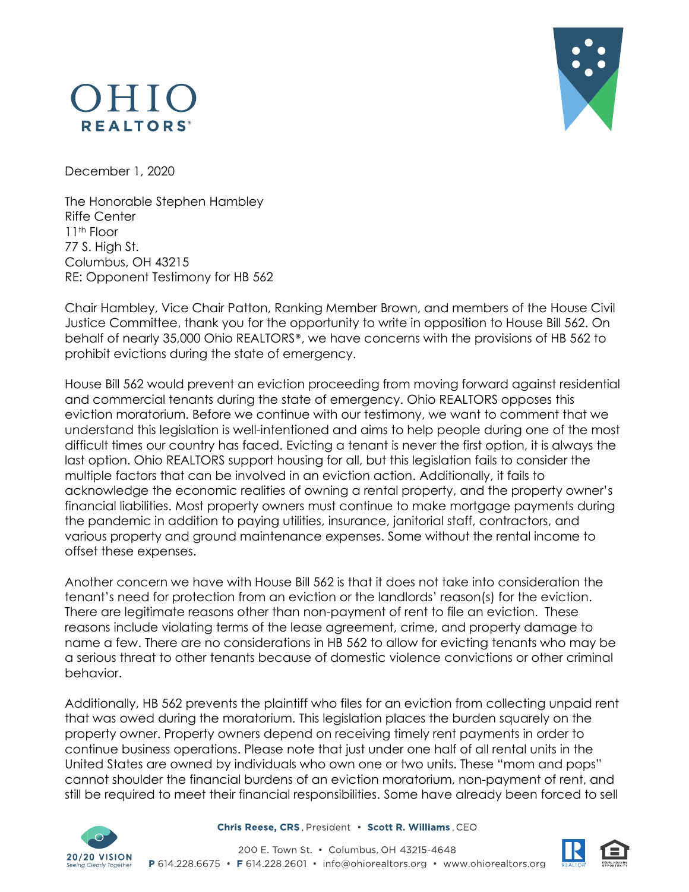OHIO
REALTORS®

December 1, 2020

The Honorable Stephen Hambley
Riffe Center
11th Floor
77 S. High St.
Columbus, OH 43215
RE: Opponent Testimony for HB 562

Chair Hambley, Vice Chair Patton, Ranking Member Brown, and members of the House Civil Justice Committee, thank you for the opportunity to write in opposition to House Bill 562. On behalf of nearly 35,000 Ohio REALTORS®, we have concerns with the provisions of HB 562 to prohibit evictions during the state of emergency.

House Bill 562 would prevent an eviction proceeding from moving forward against residential and commercial tenants during the state of emergency. Ohio REALTORS opposes this eviction moratorium. Before we continue with our testimony, we want to comment that we understand this legislation is well-intentioned and aims to help people during one of the most difficult times our country has faced. Evicting a tenant is never the first option, it is always the last option. Ohio REALTORS support housing for all, but this legislation fails to consider the multiple factors that can be involved in an eviction action. Additionally, it fails to acknowledge the economic realities of owning a rental property, and the property owner's financial liabilities. Most property owners must continue to make mortgage payments during the pandemic in addition to paying utilities, insurance, janitorial staff, contractors, and various property and ground maintenance expenses. Some without the rental income to offset these expenses.

Another concern we have with House Bill 562 is that it does not take into consideration the tenant's need for protection from an eviction or the landlords' reason(s) for the eviction. There are legitimate reasons other than non-payment of rent to file an eviction. These reasons include violating terms of the lease agreement, crime, and property damage to name a few. There are no considerations in HB 562 to allow for evicting tenants who may be a serious threat to other tenants because of domestic violence convictions or other criminal behavior.

Additionally, HB 562 prevents the plaintiff who files for an eviction from collecting unpaid rent that was owed during the moratorium. This legislation places the burden squarely on the property owner. Property owners depend on receiving timely rent payments in order to continue business operations. Please note that just under one half of all rental units in the United States are owned by individuals who own one or two units. These "mom and pops" cannot shoulder the financial burdens of an eviction moratorium, non-payment of rent, and still be required to meet their financial responsibilities. Some have already been forced to sell

**Chris Reese, CRS**, President • **Scott R. Williams**, CEO

200 E. Town St. • Columbus, OH 43215-4648
**P** 614.228.6675 • **F** 614.228.2601 • info@ohiorealtors.org • www.ohiorealtors.org

20/20 VISION
*Seeing Clearly Together*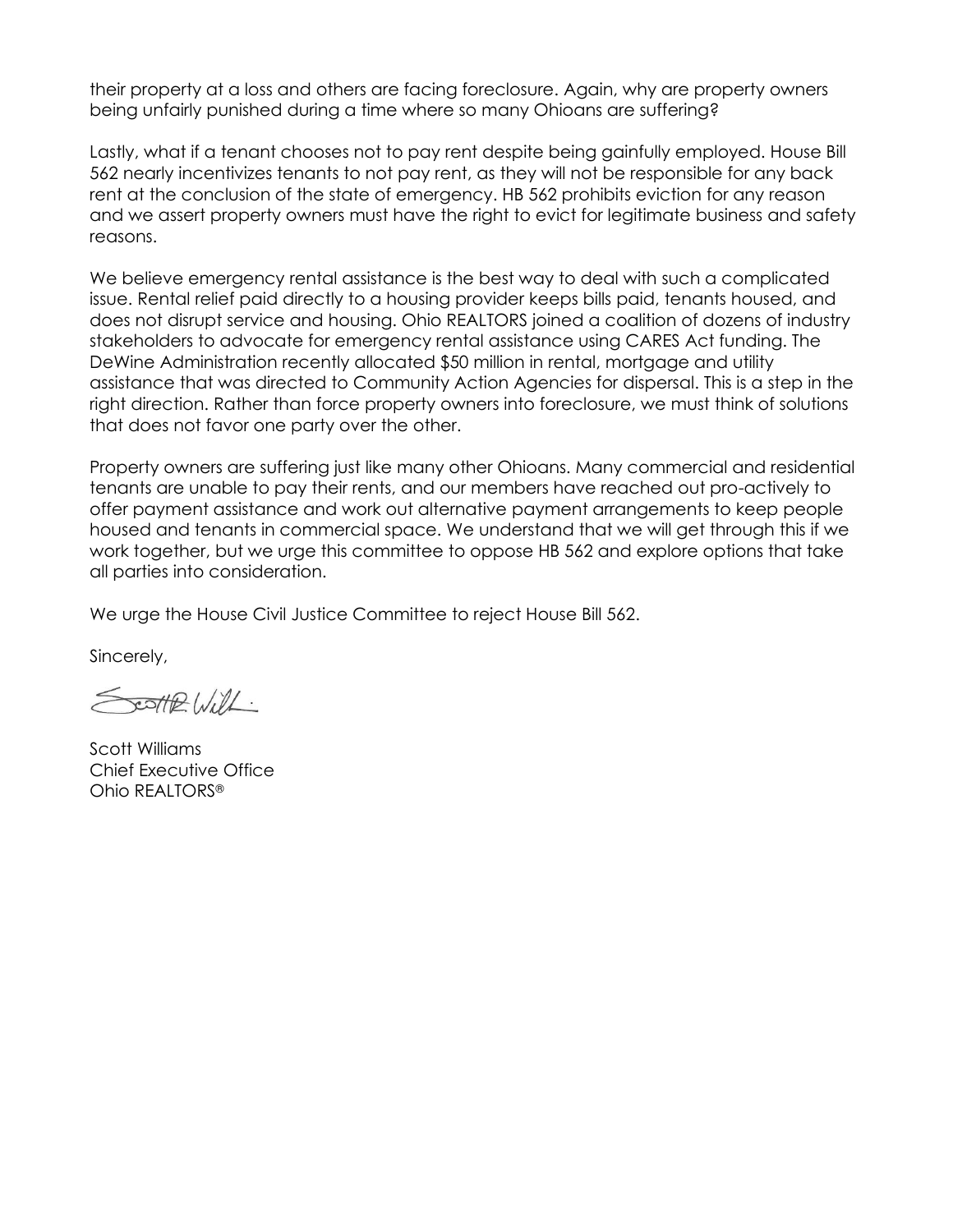their property at a loss and others are facing foreclosure. Again, why are property owners being unfairly punished during a time where so many Ohioans are suffering?

Lastly, what if a tenant chooses not to pay rent despite being gainfully employed. House Bill 562 nearly incentivizes tenants to not pay rent, as they will not be responsible for any back rent at the conclusion of the state of emergency. HB 562 prohibits eviction for any reason and we assert property owners must have the right to evict for legitimate business and safety reasons.

We believe emergency rental assistance is the best way to deal with such a complicated issue. Rental relief paid directly to a housing provider keeps bills paid, tenants housed, and does not disrupt service and housing. Ohio REALTORS joined a coalition of dozens of industry stakeholders to advocate for emergency rental assistance using CARES Act funding. The DeWine Administration recently allocated $50 million in rental, mortgage and utility assistance that was directed to Community Action Agencies for dispersal. This is a step in the right direction. Rather than force property owners into foreclosure, we must think of solutions that does not favor one party over the other.

Property owners are suffering just like many other Ohioans. Many commercial and residential tenants are unable to pay their rents, and our members have reached out pro-actively to offer payment assistance and work out alternative payment arrangements to keep people housed and tenants in commercial space. We understand that we will get through this if we work together, but we urge this committee to oppose HB 562 and explore options that take all parties into consideration.

We urge the House Civil Justice Committee to reject House Bill 562.

Sincerely,

Scott Williams
Chief Executive Office
Ohio REALTORS®